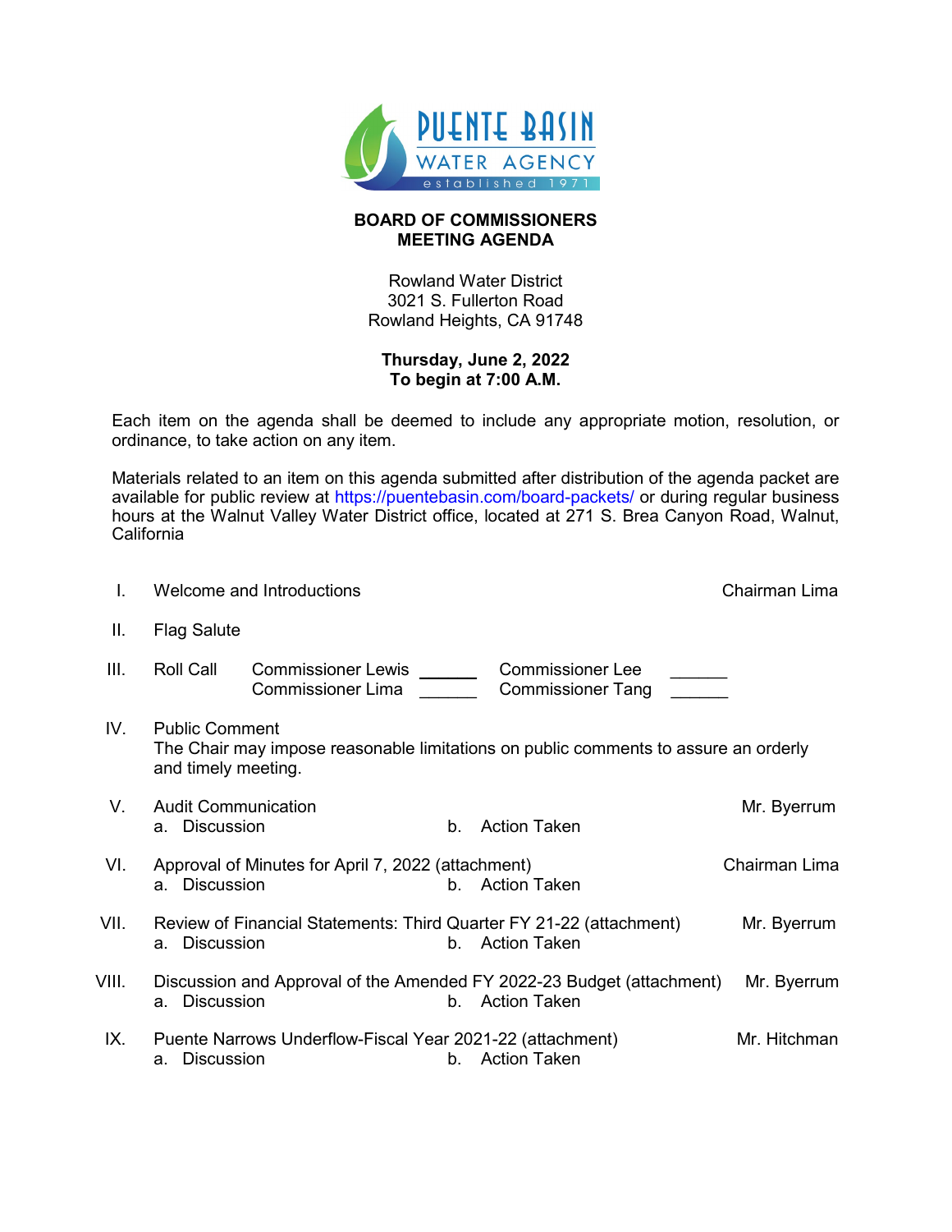PUENTE BASIN WATER AGENCY
established 1971

**BOARD OF COMMISSIONERS**
**MEETING AGENDA**

Rowland Water District
3021 S. Fullerton Road
Rowland Heights, CA 91748

**Thursday, June 2, 2022**
**To begin at 7:00 A.M.**

Each item on the agenda shall be deemed to include any appropriate motion, resolution, or ordinance, to take action on any item.

Materials related to an item on this agenda submitted after distribution of the agenda packet are available for public review at https://puentebasin.com/board-packets/ or during regular business hours at the Walnut Valley Water District office, located at 271 S. Brea Canyon Road, Walnut, California

I. Welcome and Introductions — Chairman Lima

II. Flag Salute

III. Roll Call
- Commissioner Lewis ______
- Commissioner Lima ______
- Commissioner Lee ______
- Commissioner Tang ______

IV. Public Comment
The Chair may impose reasonable limitations on public comments to assure an orderly and timely meeting.

V. Audit Communication — Mr. Byerrum
- a. Discussion
- b. Action Taken

VI. Approval of Minutes for April 7, 2022 (attachment) — Chairman Lima
- a. Discussion
- b. Action Taken

VII. Review of Financial Statements: Third Quarter FY 21-22 (attachment) — Mr. Byerrum
- a. Discussion
- b. Action Taken

VIII. Discussion and Approval of the Amended FY 2022-23 Budget (attachment) — Mr. Byerrum
- a. Discussion
- b. Action Taken

IX. Puente Narrows Underflow-Fiscal Year 2021-22 (attachment) — Mr. Hitchman
- a. Discussion
- b. Action Taken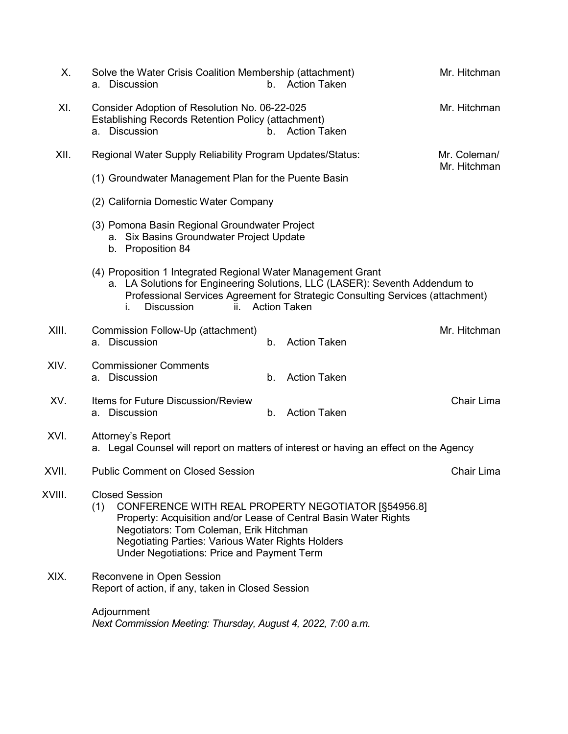X. Solve the Water Crisis Coalition Membership (attachment) — Mr. Hitchman
  a. Discussion  b. Action Taken

XI. Consider Adoption of Resolution No. 06-22-025 Establishing Records Retention Policy (attachment) — Mr. Hitchman
  a. Discussion  b. Action Taken

XII. Regional Water Supply Reliability Program Updates/Status: — Mr. Coleman/ Mr. Hitchman

  (1) Groundwater Management Plan for the Puente Basin

  (2) California Domestic Water Company

  (3) Pomona Basin Regional Groundwater Project
    a. Six Basins Groundwater Project Update
    b. Proposition 84

  (4) Proposition 1 Integrated Regional Water Management Grant
    a. LA Solutions for Engineering Solutions, LLC (LASER): Seventh Addendum to Professional Services Agreement for Strategic Consulting Services (attachment)
      i. Discussion  ii. Action Taken

XIII. Commission Follow-Up (attachment) — Mr. Hitchman
  a. Discussion  b. Action Taken

XIV. Commissioner Comments
  a. Discussion  b. Action Taken

XV. Items for Future Discussion/Review — Chair Lima
  a. Discussion  b. Action Taken

XVI. Attorney's Report
  a. Legal Counsel will report on matters of interest or having an effect on the Agency

XVII. Public Comment on Closed Session — Chair Lima

XVIII. Closed Session
  (1) CONFERENCE WITH REAL PROPERTY NEGOTIATOR [§54956.8]
  Property: Acquisition and/or Lease of Central Basin Water Rights
  Negotiators: Tom Coleman, Erik Hitchman
  Negotiating Parties: Various Water Rights Holders
  Under Negotiations: Price and Payment Term

XIX. Reconvene in Open Session
  Report of action, if any, taken in Closed Session

Adjournment

*Next Commission Meeting: Thursday, August 4, 2022, 7:00 a.m.*